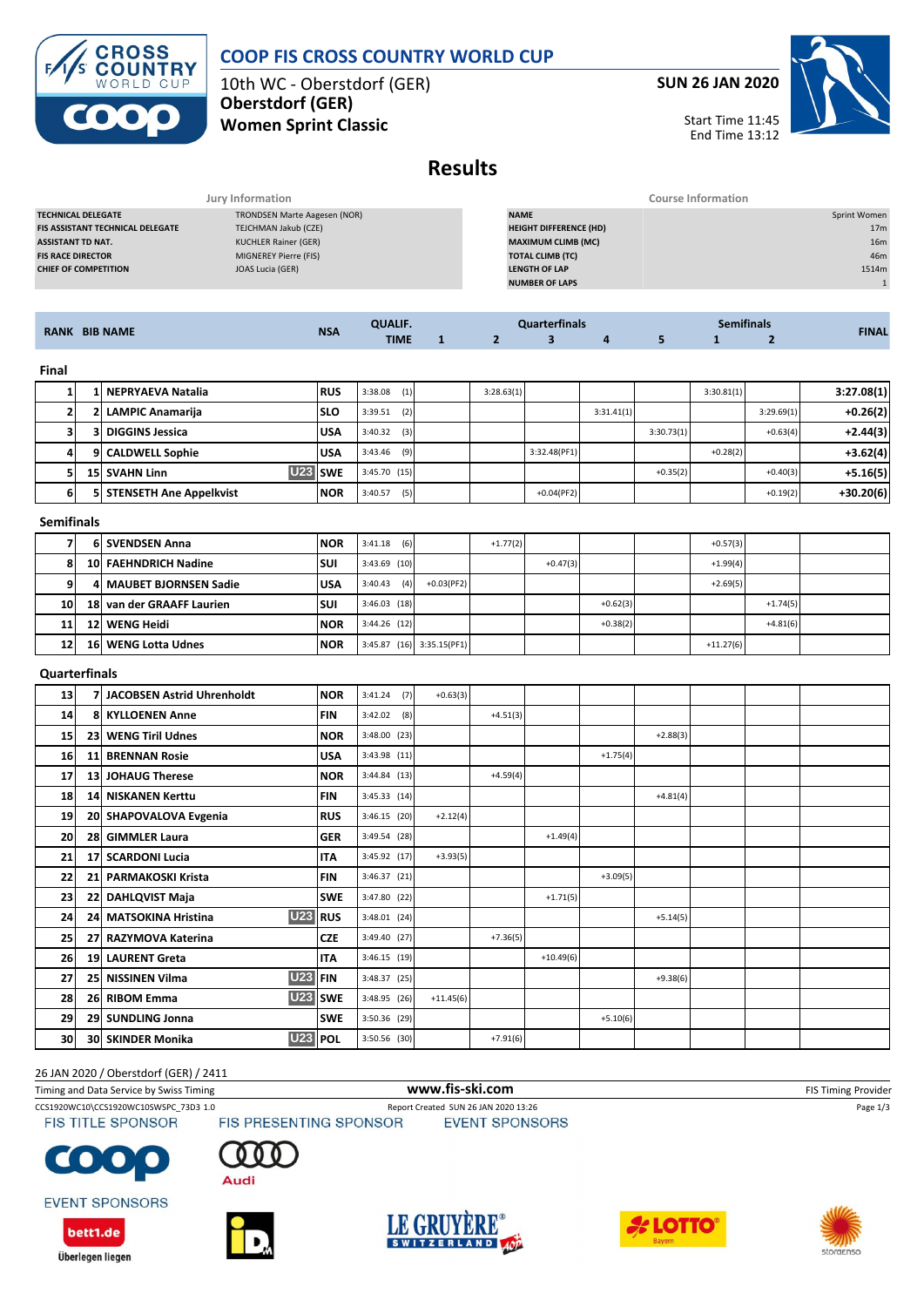# COOP FIS CROSS COUNTRY WORLD CUP

10th WC - Oberstdorf (GER)
**Oberstdorf (GER)**
**Women Sprint Classic**

**SUN 26 JAN 2020**

Start Time 11:45
End Time 13:12

## Results

| Jury Information | |
|---|---|
| TECHNICAL DELEGATE | TRONDSEN Marte Aagesen (NOR) |
| FIS ASSISTANT TECHNICAL DELEGATE | TEJCHMAN Jakub (CZE) |
| ASSISTANT TD NAT. | KUCHLER Rainer (GER) |
| FIS RACE DIRECTOR | MIGNEREY Pierre (FIS) |
| CHIEF OF COMPETITION | JOAS Lucia (GER) |

| Course Information | |
|---|---|
| NAME | Sprint Women |
| HEIGHT DIFFERENCE (HD) | 17m |
| MAXIMUM CLIMB (MC) | 16m |
| TOTAL CLIMB (TC) | 46m |
| LENGTH OF LAP | 1514m |
| NUMBER OF LAPS | 1 |

| RANK | BIB | NAME | | NSA | QUALIF. TIME | Quarterfinals 1 | Quarterfinals 2 | Quarterfinals 3 | Quarterfinals 4 | Quarterfinals 5 | Semifinals 1 | Semifinals 2 | FINAL |
|---|---|---|---|---|---|---|---|---|---|---|---|---|---|
| **Final** | | | | | | | | | | | | | |
| 1 | 1 | NEPRYAEVA Natalia | | RUS | 3:38.08 (1) | | 3:28.63(1) | | | | 3:30.81(1) | | 3:27.08(1) |
| 2 | 2 | LAMPIC Anamarija | | SLO | 3:39.51 (2) | | | | 3:31.41(1) | | | 3:29.69(1) | +0.26(2) |
| 3 | 3 | DIGGINS Jessica | | USA | 3:40.32 (3) | | | | | 3:30.73(1) | | +0.63(4) | +2.44(3) |
| 4 | 9 | CALDWELL Sophie | | USA | 3:43.46 (9) | | | 3:32.48(PF1) | | | +0.28(2) | | +3.62(4) |
| 5 | 15 | SVAHN Linn | U23 | SWE | 3:45.70 (15) | | | | | +0.35(2) | | +0.40(3) | +5.16(5) |
| 6 | 5 | STENSETH Ane Appelkvist | | NOR | 3:40.57 (5) | | | +0.04(PF2) | | | | +0.19(2) | +30.20(6) |
| **Semifinals** | | | | | | | | | | | | | |
| 7 | 6 | SVENDSEN Anna | | NOR | 3:41.18 (6) | | +1.77(2) | | | | +0.57(3) | | |
| 8 | 10 | FAEHNDRICH Nadine | | SUI | 3:43.69 (10) | | | +0.47(3) | | | +1.99(4) | | |
| 9 | 4 | MAUBET BJORNSEN Sadie | | USA | 3:40.43 (4) | +0.03(PF2) | | | | | +2.69(5) | | |
| 10 | 18 | van der GRAAFF Laurien | | SUI | 3:46.03 (18) | | | | +0.62(3) | | | +1.74(5) | |
| 11 | 12 | WENG Heidi | | NOR | 3:44.26 (12) | | | | +0.38(2) | | | +4.81(6) | |
| 12 | 16 | WENG Lotta Udnes | | NOR | 3:45.87 (16) | 3:35.15(PF1) | | | | | +11.27(6) | | |
| **Quarterfinals** | | | | | | | | | | | | | |
| 13 | 7 | JACOBSEN Astrid Uhrenholdt | | NOR | 3:41.24 (7) | +0.63(3) | | | | | | | |
| 14 | 8 | KYLLOENEN Anne | | FIN | 3:42.02 (8) | | +4.51(3) | | | | | | |
| 15 | 23 | WENG Tiril Udnes | | NOR | 3:48.00 (23) | | | | | +2.88(3) | | | |
| 16 | 11 | BRENNAN Rosie | | USA | 3:43.98 (11) | | | | +1.75(4) | | | | |
| 17 | 13 | JOHAUG Therese | | NOR | 3:44.84 (13) | | +4.59(4) | | | | | | |
| 18 | 14 | NISKANEN Kerttu | | FIN | 3:45.33 (14) | | | | | +4.81(4) | | | |
| 19 | 20 | SHAPOVALOVA Evgenia | | RUS | 3:46.15 (20) | +2.12(4) | | | | | | | |
| 20 | 28 | GIMMLER Laura | | GER | 3:49.54 (28) | | | +1.49(4) | | | | | |
| 21 | 17 | SCARDONI Lucia | | ITA | 3:45.92 (17) | +3.93(5) | | | | | | | |
| 22 | 21 | PARMAKOSKI Krista | | FIN | 3:46.37 (21) | | | | +3.09(5) | | | | |
| 23 | 22 | DAHLQVIST Maja | | SWE | 3:47.80 (22) | | | +1.71(5) | | | | | |
| 24 | 24 | MATSOKINA Hristina | U23 | RUS | 3:48.01 (24) | | | | | +5.14(5) | | | |
| 25 | 27 | RAZYMOVA Katerina | | CZE | 3:49.40 (27) | | +7.36(5) | | | | | | |
| 26 | 19 | LAURENT Greta | | ITA | 3:46.15 (19) | | | +10.49(6) | | | | | |
| 27 | 25 | NISSINEN Vilma | U23 | FIN | 3:48.37 (25) | | | | | +9.38(6) | | | |
| 28 | 26 | RIBOM Emma | U23 | SWE | 3:48.95 (26) | +11.45(6) | | | | | | | |
| 29 | 29 | SUNDLING Jonna | | SWE | 3:50.36 (29) | | | | +5.10(6) | | | | |
| 30 | 30 | SKINDER Monika | U23 | POL | 3:50.56 (30) | | +7.91(6) | | | | | | |

26 JAN 2020 / Oberstdorf (GER) / 2411

Timing and Data Service by Swiss Timing — www.fis-ski.com — FIS Timing Provider

CCS1920WC10\CCS1920WC10SWSPC_73D3 1.0 — Report Created SUN 26 JAN 2020 13:26

FIS TITLE SPONSOR — FIS PRESENTING SPONSOR — EVENT SPONSORS

EVENT SPONSORS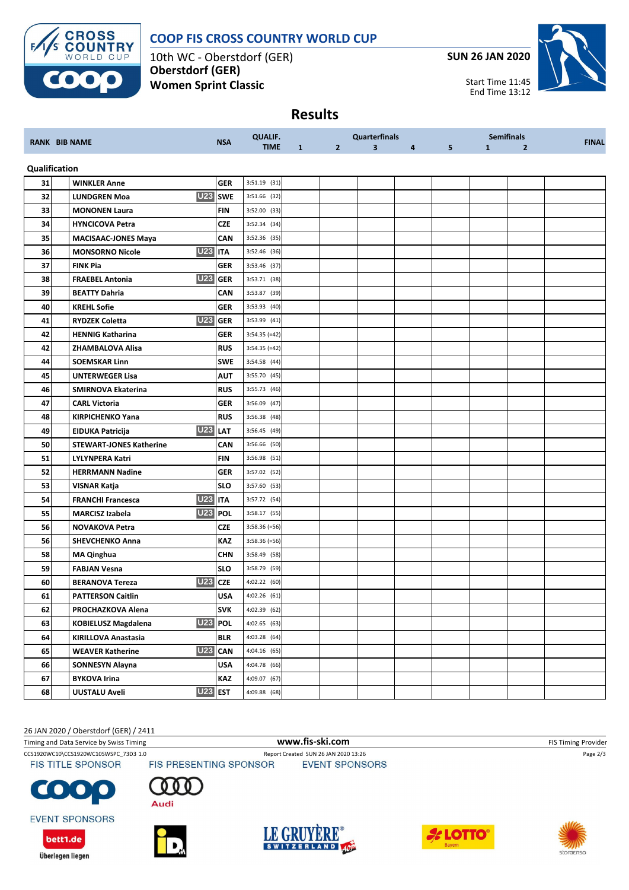# COOP FIS CROSS COUNTRY WORLD CUP

10th WC - Oberstdorf (GER)
**Oberstdorf (GER)**
**Women Sprint Classic**

**SUN 26 JAN 2020**

Start Time 11:45
End Time 13:12

## Results

| RANK | BIB | NAME | | NSA | QUALIF. TIME | Quarterfinals 1 | 2 | 3 | 4 | 5 | Semifinals 1 | 2 | FINAL |
|---|---|---|---|---|---|---|---|---|---|---|---|---|---|
| **Qualification** | | | | | | | | | | | | | |
| 31 | | WINKLER Anne | | GER | 3:51.19 (31) | | | | | | | | |
| 32 | | LUNDGREN Moa | U23 | SWE | 3:51.66 (32) | | | | | | | | |
| 33 | | MONONEN Laura | | FIN | 3:52.00 (33) | | | | | | | | |
| 34 | | HYNCICOVA Petra | | CZE | 3:52.34 (34) | | | | | | | | |
| 35 | | MACISAAC-JONES Maya | | CAN | 3:52.36 (35) | | | | | | | | |
| 36 | | MONSORNO Nicole | U23 | ITA | 3:52.46 (36) | | | | | | | | |
| 37 | | FINK Pia | | GER | 3:53.46 (37) | | | | | | | | |
| 38 | | FRAEBEL Antonia | U23 | GER | 3:53.71 (38) | | | | | | | | |
| 39 | | BEATTY Dahria | | CAN | 3:53.87 (39) | | | | | | | | |
| 40 | | KREHL Sofie | | GER | 3:53.93 (40) | | | | | | | | |
| 41 | | RYDZEK Coletta | U23 | GER | 3:53.99 (41) | | | | | | | | |
| 42 | | HENNIG Katharina | | GER | 3:54.35 (=42) | | | | | | | | |
| 42 | | ZHAMBALOVA Alisa | | RUS | 3:54.35 (=42) | | | | | | | | |
| 44 | | SOEMSKAR Linn | | SWE | 3:54.58 (44) | | | | | | | | |
| 45 | | UNTERWEGER Lisa | | AUT | 3:55.70 (45) | | | | | | | | |
| 46 | | SMIRNOVA Ekaterina | | RUS | 3:55.73 (46) | | | | | | | | |
| 47 | | CARL Victoria | | GER | 3:56.09 (47) | | | | | | | | |
| 48 | | KIRPICHENKO Yana | | RUS | 3:56.38 (48) | | | | | | | | |
| 49 | | EIDUKA Patricija | U23 | LAT | 3:56.45 (49) | | | | | | | | |
| 50 | | STEWART-JONES Katherine | | CAN | 3:56.66 (50) | | | | | | | | |
| 51 | | LYLYNPERA Katri | | FIN | 3:56.98 (51) | | | | | | | | |
| 52 | | HERRMANN Nadine | | GER | 3:57.02 (52) | | | | | | | | |
| 53 | | VISNAR Katja | | SLO | 3:57.60 (53) | | | | | | | | |
| 54 | | FRANCHI Francesca | U23 | ITA | 3:57.72 (54) | | | | | | | | |
| 55 | | MARCISZ Izabela | U23 | POL | 3:58.17 (55) | | | | | | | | |
| 56 | | NOVAKOVA Petra | | CZE | 3:58.36 (=56) | | | | | | | | |
| 56 | | SHEVCHENKO Anna | | KAZ | 3:58.36 (=56) | | | | | | | | |
| 58 | | MA Qinghua | | CHN | 3:58.49 (58) | | | | | | | | |
| 59 | | FABJAN Vesna | | SLO | 3:58.79 (59) | | | | | | | | |
| 60 | | BERANOVA Tereza | U23 | CZE | 4:02.22 (60) | | | | | | | | |
| 61 | | PATTERSON Caitlin | | USA | 4:02.26 (61) | | | | | | | | |
| 62 | | PROCHAZKOVA Alena | | SVK | 4:02.39 (62) | | | | | | | | |
| 63 | | KOBIELUSZ Magdalena | U23 | POL | 4:02.65 (63) | | | | | | | | |
| 64 | | KIRILLOVA Anastasia | | BLR | 4:03.28 (64) | | | | | | | | |
| 65 | | WEAVER Katherine | U23 | CAN | 4:04.16 (65) | | | | | | | | |
| 66 | | SONNESYN Alayna | | USA | 4:04.78 (66) | | | | | | | | |
| 67 | | BYKOVA Irina | | KAZ | 4:09.07 (67) | | | | | | | | |
| 68 | | UUSTALU Aveli | U23 | EST | 4:09.88 (68) | | | | | | | | |

26 JAN 2020 / Oberstdorf (GER) / 2411

Timing and Data Service by Swiss Timing — www.fis-ski.com — FIS Timing Provider

CCS1920WC10\CCS1920WC10SWSPC_73D3 1.0 — Report Created SUN 26 JAN 2020 13:26

FIS TITLE SPONSOR — FIS PRESENTING SPONSOR — EVENT SPONSORS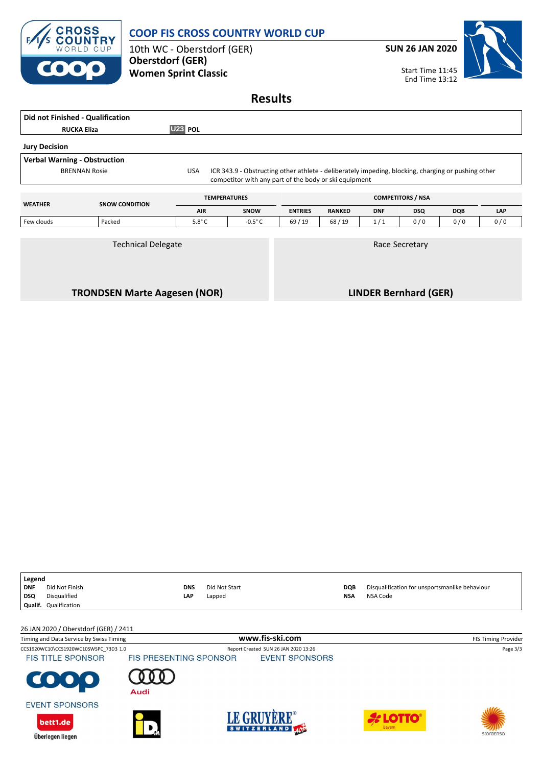# COOP FIS CROSS COUNTRY WORLD CUP

10th WC - Oberstdorf (GER)
**Oberstdorf (GER)**
**Women Sprint Classic**

**SUN 26 JAN 2020**

Start Time 11:45
End Time 13:12

## Results

**Did not Finished - Qualification**

| | | |
|---|---|---|
| RUCKA Eliza | U23 | POL |

**Jury Decision**

**Verbal Warning - Obstruction**

| | | |
|---|---|---|
| BRENNAN Rosie | USA | ICR 343.9 - Obstructing other athlete - deliberately impeding, blocking, charging or pushing other competitor with any part of the body or ski equipment |

| WEATHER | SNOW CONDITION | TEMPERATURES | | COMPETITORS / NSA | | | | | |
|---|---|---|---|---|---|---|---|---|---|
| | | AIR | SNOW | ENTRIES | RANKED | DNF | DSQ | DQB | LAP |
| Few clouds | Packed | 5.8° C | -0.5° C | 69 / 19 | 68 / 19 | 1 / 1 | 0 / 0 | 0 / 0 | 0 / 0 |

| Technical Delegate | Race Secretary |
|---|---|
| **TRONDSEN Marte Aagesen (NOR)** | **LINDER Bernhard (GER)** |

**Legend**

| | | | | | |
|---|---|---|---|---|---|
| **DNF** | Did Not Finish | **DNS** | Did Not Start | **DQB** | Disqualification for unsportsmanlike behaviour |
| **DSQ** | Disqualified | **LAP** | Lapped | **NSA** | NSA Code |
| **Qualif.** | Qualification | | | | |

26 JAN 2020 / Oberstdorf (GER) / 2411

Timing and Data Service by Swiss Timing — www.fis-ski.com — FIS Timing Provider

CCS1920WC10\CCS1920WC10SWSPC_73D3 1.0 — Report Created SUN 26 JAN 2020 13:26

FIS TITLE SPONSOR — FIS PRESENTING SPONSOR — EVENT SPONSORS

EVENT SPONSORS